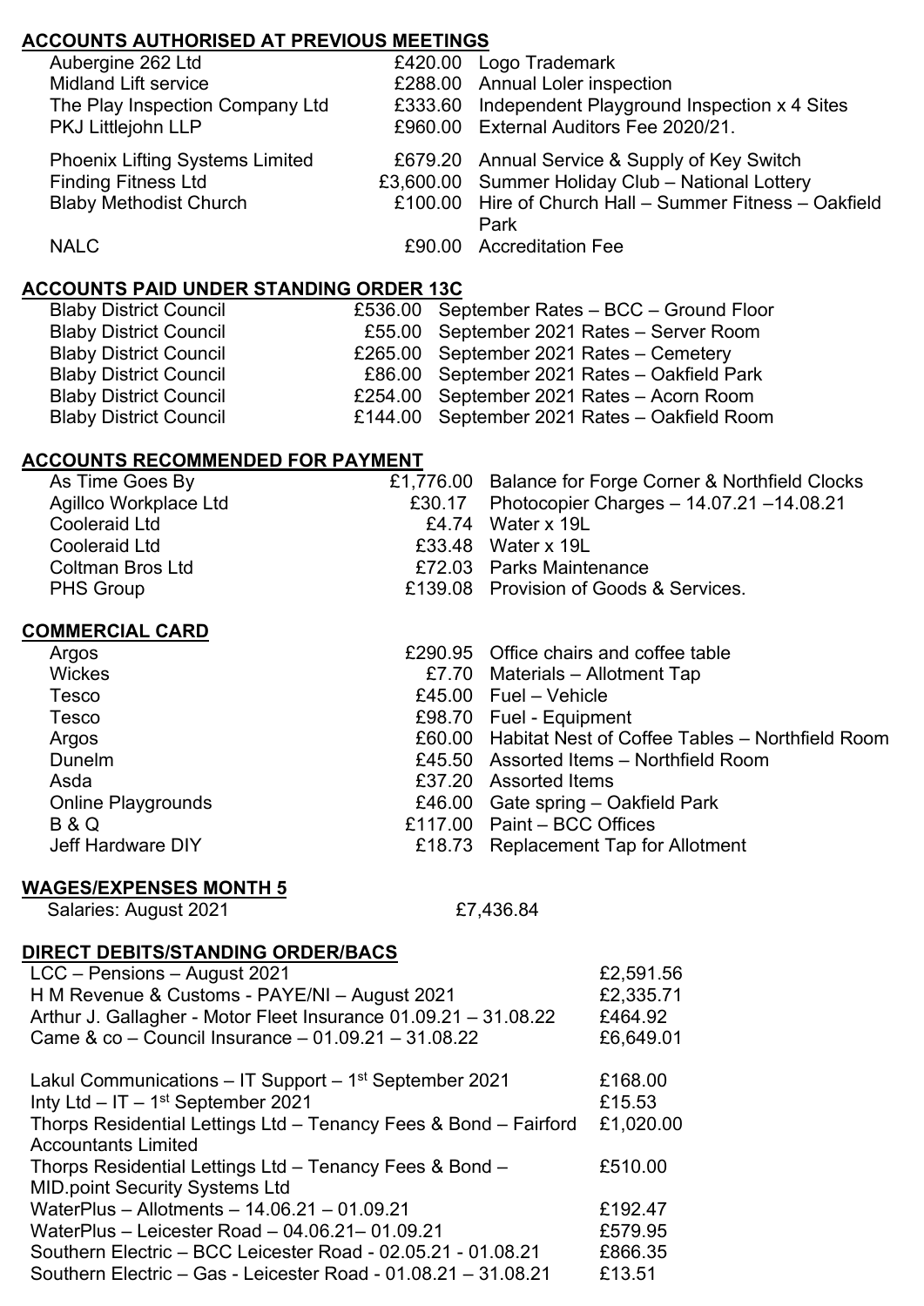## ACCOUNTS AUTHORISED AT PREVIOUS MEETINGS

| | | |
|---|---|---|
| Aubergine 262 Ltd | £420.00 | Logo Trademark |
| Midland Lift service | £288.00 | Annual Loler inspection |
| The Play Inspection Company Ltd | £333.60 | Independent Playground Inspection x 4 Sites |
| PKJ Littlejohn LLP | £960.00 | External Auditors Fee 2020/21. |
| Phoenix Lifting Systems Limited | £679.20 | Annual Service & Supply of Key Switch |
| Finding Fitness Ltd | £3,600.00 | Summer Holiday Club – National Lottery |
| Blaby Methodist Church | £100.00 | Hire of Church Hall – Summer Fitness – Oakfield Park |
| NALC | £90.00 | Accreditation Fee |

## ACCOUNTS PAID UNDER STANDING ORDER 13C

| | | |
|---|---|---|
| Blaby District Council | £536.00 | September Rates – BCC – Ground Floor |
| Blaby District Council | £55.00 | September 2021 Rates – Server Room |
| Blaby District Council | £265.00 | September 2021 Rates – Cemetery |
| Blaby District Council | £86.00 | September 2021 Rates – Oakfield Park |
| Blaby District Council | £254.00 | September 2021 Rates – Acorn Room |
| Blaby District Council | £144.00 | September 2021 Rates – Oakfield Room |

## ACCOUNTS RECOMMENDED FOR PAYMENT

| | | |
|---|---|---|
| As Time Goes By | £1,776.00 | Balance for Forge Corner & Northfield Clocks |
| Agillco Workplace Ltd | £30.17 | Photocopier Charges – 14.07.21 –14.08.21 |
| Cooleraid Ltd | £4.74 | Water x 19L |
| Cooleraid Ltd | £33.48 | Water x 19L |
| Coltman Bros Ltd | £72.03 | Parks Maintenance |
| PHS Group | £139.08 | Provision of Goods & Services. |

## COMMERCIAL CARD

| | | |
|---|---|---|
| Argos | £290.95 | Office chairs and coffee table |
| Wickes | £7.70 | Materials – Allotment Tap |
| Tesco | £45.00 | Fuel – Vehicle |
| Tesco | £98.70 | Fuel - Equipment |
| Argos | £60.00 | Habitat Nest of Coffee Tables – Northfield Room |
| Dunelm | £45.50 | Assorted Items – Northfield Room |
| Asda | £37.20 | Assorted Items |
| Online Playgrounds | £46.00 | Gate spring – Oakfield Park |
| B & Q | £117.00 | Paint – BCC Offices |
| Jeff Hardware DIY | £18.73 | Replacement Tap for Allotment |

## WAGES/EXPENSES MONTH 5

| | |
|---|---|
| Salaries: August 2021 | £7,436.84 |

## DIRECT DEBITS/STANDING ORDER/BACS

| | |
|---|---|
| LCC – Pensions – August 2021 | £2,591.56 |
| H M Revenue & Customs - PAYE/NI – August 2021 | £2,335.71 |
| Arthur J. Gallagher - Motor Fleet Insurance 01.09.21 – 31.08.22 | £464.92 |
| Came & co – Council Insurance – 01.09.21 – 31.08.22 | £6,649.01 |
| Lakul Communications – IT Support – 1st September 2021 | £168.00 |
| Inty Ltd – IT – 1st September 2021 | £15.53 |
| Thorps Residential Lettings Ltd – Tenancy Fees & Bond – Fairford Accountants Limited | £1,020.00 |
| Thorps Residential Lettings Ltd – Tenancy Fees & Bond – MID.point Security Systems Ltd | £510.00 |
| WaterPlus – Allotments – 14.06.21 – 01.09.21 | £192.47 |
| WaterPlus – Leicester Road – 04.06.21– 01.09.21 | £579.95 |
| Southern Electric – BCC Leicester Road - 02.05.21 - 01.08.21 | £866.35 |
| Southern Electric – Gas - Leicester Road - 01.08.21 – 31.08.21 | £13.51 |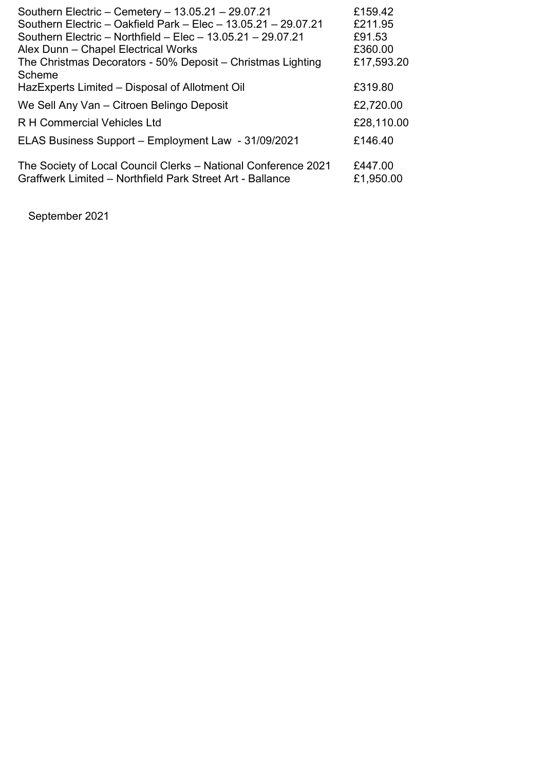| | |
|---|---|
| Southern Electric – Cemetery – 13.05.21 – 29.07.21 | £159.42 |
| Southern Electric – Oakfield Park – Elec – 13.05.21 – 29.07.21 | £211.95 |
| Southern Electric – Northfield – Elec – 13.05.21 – 29.07.21 | £91.53 |
| Alex Dunn – Chapel Electrical Works | £360.00 |
| The Christmas Decorators - 50% Deposit – Christmas Lighting Scheme | £17,593.20 |
| HazExperts Limited – Disposal of Allotment Oil | £319.80 |
| We Sell Any Van – Citroen Belingo Deposit | £2,720.00 |
| R H Commercial Vehicles Ltd | £28,110.00 |
| ELAS Business Support – Employment Law - 31/09/2021 | £146.40 |
| The Society of Local Council Clerks – National Conference 2021 | £447.00 |
| Graffwerk Limited – Northfield Park Street Art - Ballance | £1,950.00 |

September 2021